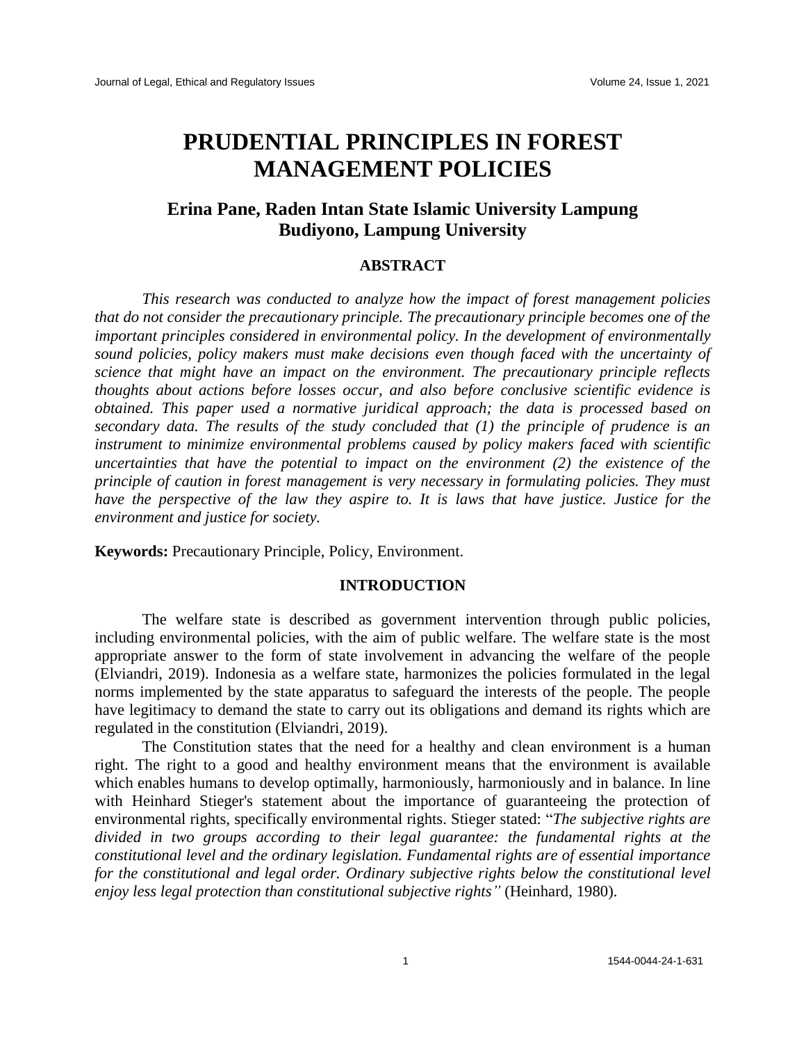# PRUDENTIAL PRINCIPLES IN FOREST MANAGEMENT POLICIES

### Erina Pane, Raden Intan State Islamic University Lampung
### Budiyono, Lampung University

## ABSTRACT

*This research was conducted to analyze how the impact of forest management policies that do not consider the precautionary principle. The precautionary principle becomes one of the important principles considered in environmental policy. In the development of environmentally sound policies, policy makers must make decisions even though faced with the uncertainty of science that might have an impact on the environment. The precautionary principle reflects thoughts about actions before losses occur, and also before conclusive scientific evidence is obtained. This paper used a normative juridical approach; the data is processed based on secondary data. The results of the study concluded that (1) the principle of prudence is an instrument to minimize environmental problems caused by policy makers faced with scientific uncertainties that have the potential to impact on the environment (2) the existence of the principle of caution in forest management is very necessary in formulating policies. They must have the perspective of the law they aspire to. It is laws that have justice. Justice for the environment and justice for society.*

**Keywords:** Precautionary Principle, Policy, Environment.

## INTRODUCTION

The welfare state is described as government intervention through public policies, including environmental policies, with the aim of public welfare. The welfare state is the most appropriate answer to the form of state involvement in advancing the welfare of the people (Elviandri, 2019). Indonesia as a welfare state, harmonizes the policies formulated in the legal norms implemented by the state apparatus to safeguard the interests of the people. The people have legitimacy to demand the state to carry out its obligations and demand its rights which are regulated in the constitution (Elviandri, 2019).

The Constitution states that the need for a healthy and clean environment is a human right. The right to a good and healthy environment means that the environment is available which enables humans to develop optimally, harmoniously, harmoniously and in balance. In line with Heinhard Stieger's statement about the importance of guaranteeing the protection of environmental rights, specifically environmental rights. Stieger stated: "*The subjective rights are divided in two groups according to their legal guarantee: the fundamental rights at the constitutional level and the ordinary legislation. Fundamental rights are of essential importance for the constitutional and legal order. Ordinary subjective rights below the constitutional level enjoy less legal protection than constitutional subjective rights"* (Heinhard, 1980).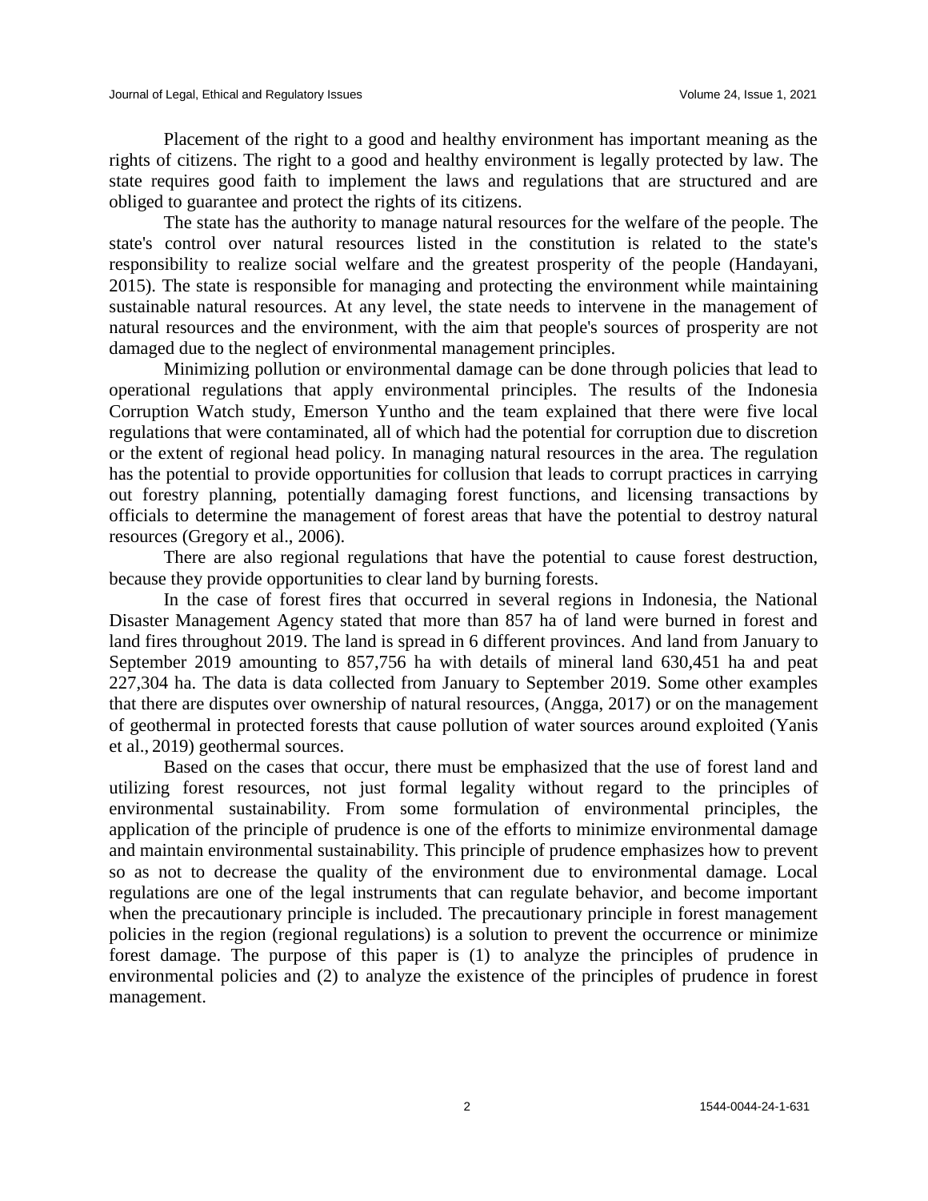Placement of the right to a good and healthy environment has important meaning as the rights of citizens. The right to a good and healthy environment is legally protected by law. The state requires good faith to implement the laws and regulations that are structured and are obliged to guarantee and protect the rights of its citizens.

The state has the authority to manage natural resources for the welfare of the people. The state's control over natural resources listed in the constitution is related to the state's responsibility to realize social welfare and the greatest prosperity of the people (Handayani, 2015). The state is responsible for managing and protecting the environment while maintaining sustainable natural resources. At any level, the state needs to intervene in the management of natural resources and the environment, with the aim that people's sources of prosperity are not damaged due to the neglect of environmental management principles.

Minimizing pollution or environmental damage can be done through policies that lead to operational regulations that apply environmental principles. The results of the Indonesia Corruption Watch study, Emerson Yuntho and the team explained that there were five local regulations that were contaminated, all of which had the potential for corruption due to discretion or the extent of regional head policy. In managing natural resources in the area. The regulation has the potential to provide opportunities for collusion that leads to corrupt practices in carrying out forestry planning, potentially damaging forest functions, and licensing transactions by officials to determine the management of forest areas that have the potential to destroy natural resources (Gregory et al., 2006).

There are also regional regulations that have the potential to cause forest destruction, because they provide opportunities to clear land by burning forests.

In the case of forest fires that occurred in several regions in Indonesia, the National Disaster Management Agency stated that more than 857 ha of land were burned in forest and land fires throughout 2019. The land is spread in 6 different provinces. And land from January to September 2019 amounting to 857,756 ha with details of mineral land 630,451 ha and peat 227,304 ha. The data is data collected from January to September 2019. Some other examples that there are disputes over ownership of natural resources, (Angga, 2017) or on the management of geothermal in protected forests that cause pollution of water sources around exploited (Yanis et al., 2019) geothermal sources.

Based on the cases that occur, there must be emphasized that the use of forest land and utilizing forest resources, not just formal legality without regard to the principles of environmental sustainability. From some formulation of environmental principles, the application of the principle of prudence is one of the efforts to minimize environmental damage and maintain environmental sustainability. This principle of prudence emphasizes how to prevent so as not to decrease the quality of the environment due to environmental damage. Local regulations are one of the legal instruments that can regulate behavior, and become important when the precautionary principle is included. The precautionary principle in forest management policies in the region (regional regulations) is a solution to prevent the occurrence or minimize forest damage. The purpose of this paper is (1) to analyze the principles of prudence in environmental policies and (2) to analyze the existence of the principles of prudence in forest management.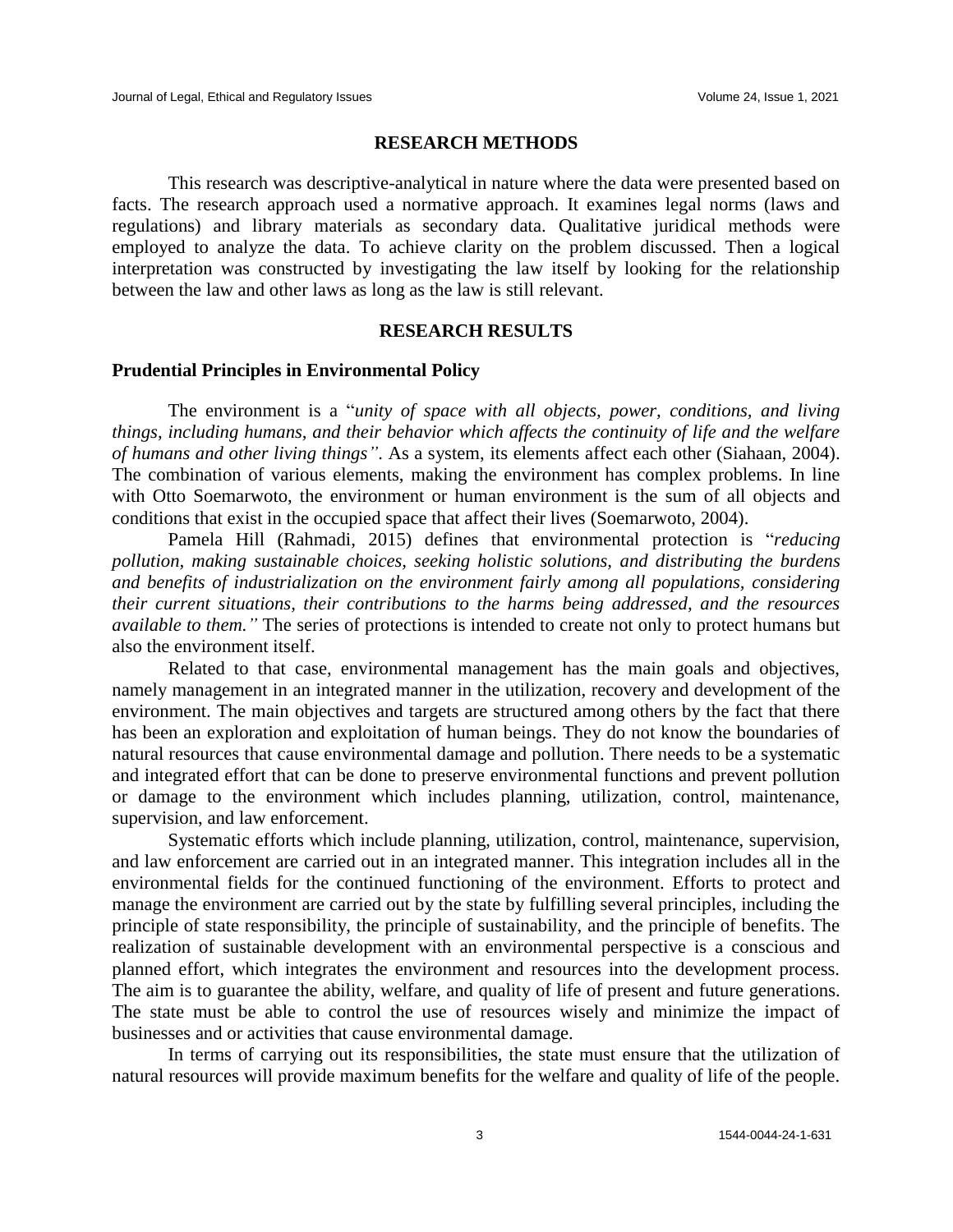## RESEARCH METHODS

This research was descriptive-analytical in nature where the data were presented based on facts. The research approach used a normative approach. It examines legal norms (laws and regulations) and library materials as secondary data. Qualitative juridical methods were employed to analyze the data. To achieve clarity on the problem discussed. Then a logical interpretation was constructed by investigating the law itself by looking for the relationship between the law and other laws as long as the law is still relevant.

## RESEARCH RESULTS

### Prudential Principles in Environmental Policy

The environment is a "*unity of space with all objects, power, conditions, and living things, including humans, and their behavior which affects the continuity of life and the welfare of humans and other living things"*. As a system, its elements affect each other (Siahaan, 2004). The combination of various elements, making the environment has complex problems. In line with Otto Soemarwoto, the environment or human environment is the sum of all objects and conditions that exist in the occupied space that affect their lives (Soemarwoto, 2004).

Pamela Hill (Rahmadi, 2015) defines that environmental protection is "*reducing pollution, making sustainable choices, seeking holistic solutions, and distributing the burdens and benefits of industrialization on the environment fairly among all populations, considering their current situations, their contributions to the harms being addressed, and the resources available to them."* The series of protections is intended to create not only to protect humans but also the environment itself.

Related to that case, environmental management has the main goals and objectives, namely management in an integrated manner in the utilization, recovery and development of the environment. The main objectives and targets are structured among others by the fact that there has been an exploration and exploitation of human beings. They do not know the boundaries of natural resources that cause environmental damage and pollution. There needs to be a systematic and integrated effort that can be done to preserve environmental functions and prevent pollution or damage to the environment which includes planning, utilization, control, maintenance, supervision, and law enforcement.

Systematic efforts which include planning, utilization, control, maintenance, supervision, and law enforcement are carried out in an integrated manner. This integration includes all in the environmental fields for the continued functioning of the environment. Efforts to protect and manage the environment are carried out by the state by fulfilling several principles, including the principle of state responsibility, the principle of sustainability, and the principle of benefits. The realization of sustainable development with an environmental perspective is a conscious and planned effort, which integrates the environment and resources into the development process. The aim is to guarantee the ability, welfare, and quality of life of present and future generations. The state must be able to control the use of resources wisely and minimize the impact of businesses and or activities that cause environmental damage.

In terms of carrying out its responsibilities, the state must ensure that the utilization of natural resources will provide maximum benefits for the welfare and quality of life of the people.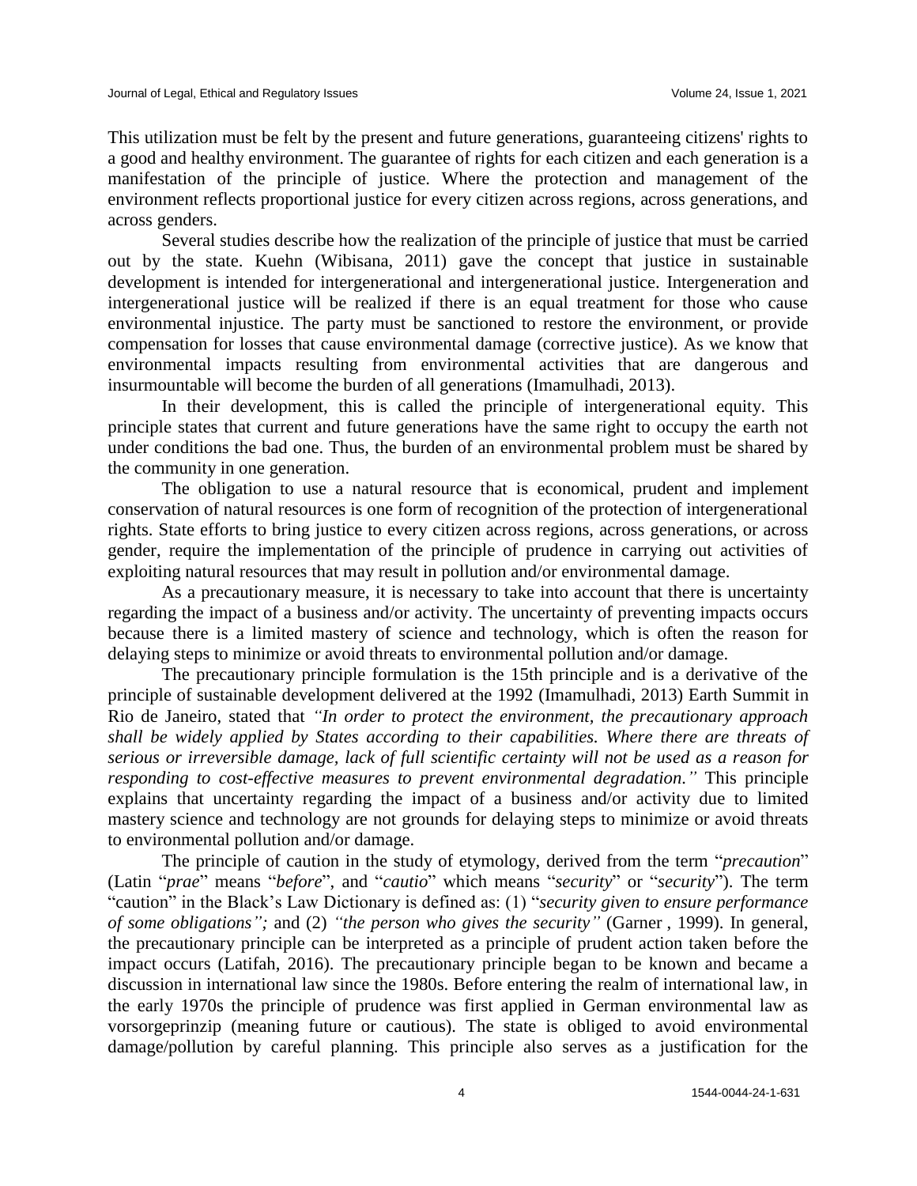This utilization must be felt by the present and future generations, guaranteeing citizens' rights to a good and healthy environment. The guarantee of rights for each citizen and each generation is a manifestation of the principle of justice. Where the protection and management of the environment reflects proportional justice for every citizen across regions, across generations, and across genders.

Several studies describe how the realization of the principle of justice that must be carried out by the state. Kuehn (Wibisana, 2011) gave the concept that justice in sustainable development is intended for intergenerational and intergenerational justice. Intergeneration and intergenerational justice will be realized if there is an equal treatment for those who cause environmental injustice. The party must be sanctioned to restore the environment, or provide compensation for losses that cause environmental damage (corrective justice). As we know that environmental impacts resulting from environmental activities that are dangerous and insurmountable will become the burden of all generations (Imamulhadi, 2013).

In their development, this is called the principle of intergenerational equity. This principle states that current and future generations have the same right to occupy the earth not under conditions the bad one. Thus, the burden of an environmental problem must be shared by the community in one generation.

The obligation to use a natural resource that is economical, prudent and implement conservation of natural resources is one form of recognition of the protection of intergenerational rights. State efforts to bring justice to every citizen across regions, across generations, or across gender, require the implementation of the principle of prudence in carrying out activities of exploiting natural resources that may result in pollution and/or environmental damage.

As a precautionary measure, it is necessary to take into account that there is uncertainty regarding the impact of a business and/or activity. The uncertainty of preventing impacts occurs because there is a limited mastery of science and technology, which is often the reason for delaying steps to minimize or avoid threats to environmental pollution and/or damage.

The precautionary principle formulation is the 15th principle and is a derivative of the principle of sustainable development delivered at the 1992 (Imamulhadi, 2013) Earth Summit in Rio de Janeiro, stated that *"In order to protect the environment, the precautionary approach shall be widely applied by States according to their capabilities. Where there are threats of serious or irreversible damage, lack of full scientific certainty will not be used as a reason for responding to cost-effective measures to prevent environmental degradation."* This principle explains that uncertainty regarding the impact of a business and/or activity due to limited mastery science and technology are not grounds for delaying steps to minimize or avoid threats to environmental pollution and/or damage.

The principle of caution in the study of etymology, derived from the term "*precaution*" (Latin "*prae*" means "*before*", and "*cautio*" which means "*security*" or "*security*"). The term "caution" in the Black's Law Dictionary is defined as: (1) "*security given to ensure performance of some obligations";* and (2) *"the person who gives the security"* (Garner , 1999). In general, the precautionary principle can be interpreted as a principle of prudent action taken before the impact occurs (Latifah, 2016). The precautionary principle began to be known and became a discussion in international law since the 1980s. Before entering the realm of international law, in the early 1970s the principle of prudence was first applied in German environmental law as vorsorgeprinzip (meaning future or cautious). The state is obliged to avoid environmental damage/pollution by careful planning. This principle also serves as a justification for the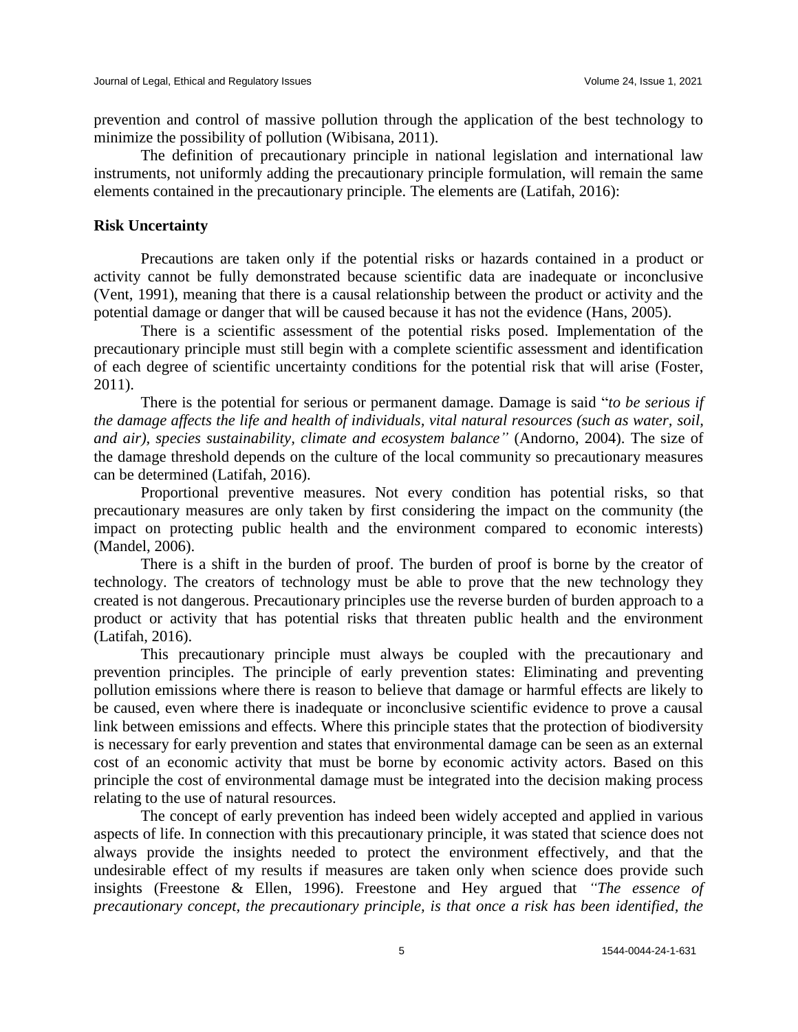prevention and control of massive pollution through the application of the best technology to minimize the possibility of pollution (Wibisana, 2011).

The definition of precautionary principle in national legislation and international law instruments, not uniformly adding the precautionary principle formulation, will remain the same elements contained in the precautionary principle. The elements are (Latifah, 2016):

## Risk Uncertainty

Precautions are taken only if the potential risks or hazards contained in a product or activity cannot be fully demonstrated because scientific data are inadequate or inconclusive (Vent, 1991), meaning that there is a causal relationship between the product or activity and the potential damage or danger that will be caused because it has not the evidence (Hans, 2005).

There is a scientific assessment of the potential risks posed. Implementation of the precautionary principle must still begin with a complete scientific assessment and identification of each degree of scientific uncertainty conditions for the potential risk that will arise (Foster, 2011).

There is the potential for serious or permanent damage. Damage is said "*to be serious if the damage affects the life and health of individuals, vital natural resources (such as water, soil, and air), species sustainability, climate and ecosystem balance"* (Andorno, 2004). The size of the damage threshold depends on the culture of the local community so precautionary measures can be determined (Latifah, 2016).

Proportional preventive measures. Not every condition has potential risks, so that precautionary measures are only taken by first considering the impact on the community (the impact on protecting public health and the environment compared to economic interests) (Mandel, 2006).

There is a shift in the burden of proof. The burden of proof is borne by the creator of technology. The creators of technology must be able to prove that the new technology they created is not dangerous. Precautionary principles use the reverse burden of burden approach to a product or activity that has potential risks that threaten public health and the environment (Latifah, 2016).

This precautionary principle must always be coupled with the precautionary and prevention principles. The principle of early prevention states: Eliminating and preventing pollution emissions where there is reason to believe that damage or harmful effects are likely to be caused, even where there is inadequate or inconclusive scientific evidence to prove a causal link between emissions and effects. Where this principle states that the protection of biodiversity is necessary for early prevention and states that environmental damage can be seen as an external cost of an economic activity that must be borne by economic activity actors. Based on this principle the cost of environmental damage must be integrated into the decision making process relating to the use of natural resources.

The concept of early prevention has indeed been widely accepted and applied in various aspects of life. In connection with this precautionary principle, it was stated that science does not always provide the insights needed to protect the environment effectively, and that the undesirable effect of my results if measures are taken only when science does provide such insights (Freestone & Ellen, 1996). Freestone and Hey argued that *"The essence of precautionary concept, the precautionary principle, is that once a risk has been identified, the*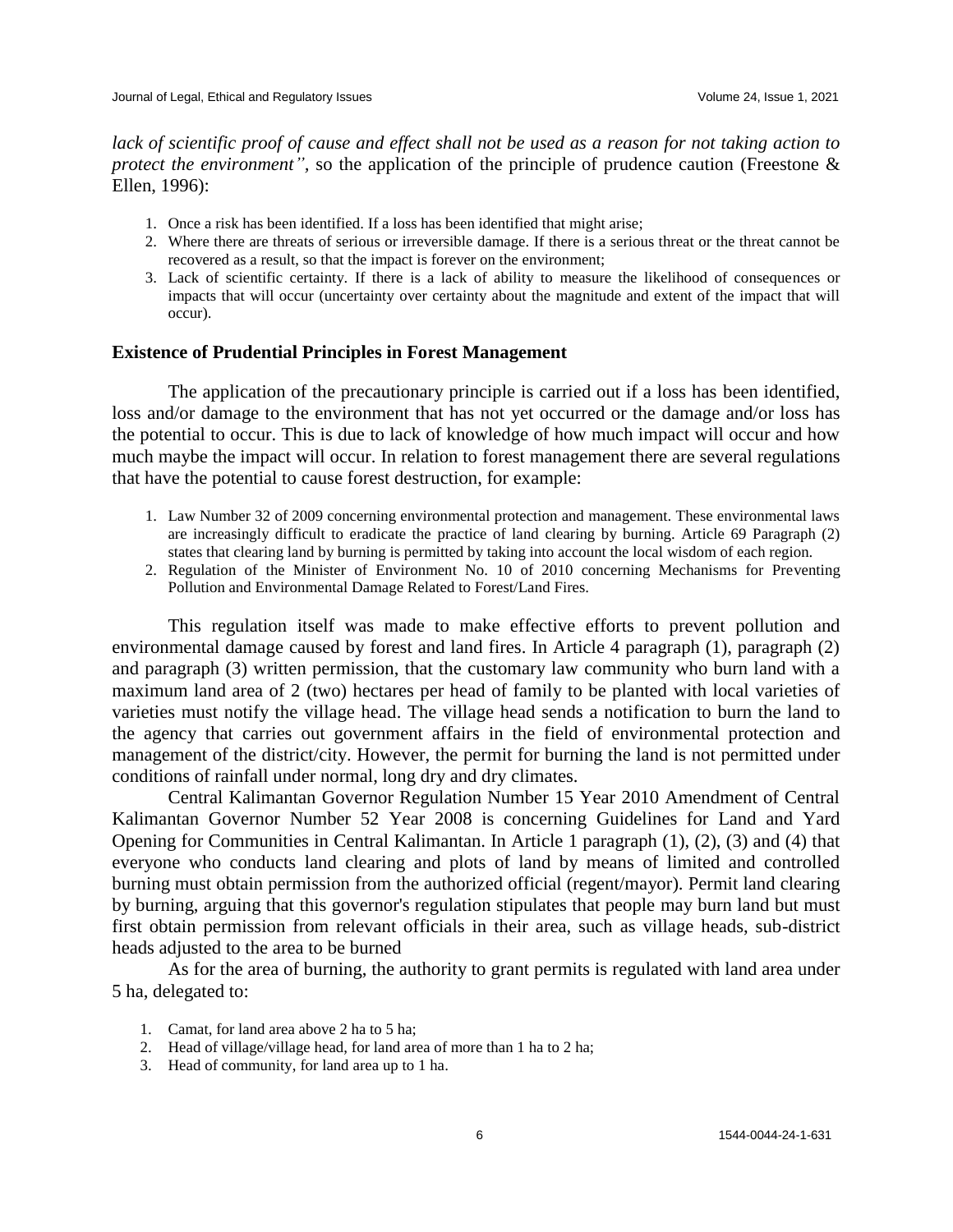*lack of scientific proof of cause and effect shall not be used as a reason for not taking action to protect the environment"*, so the application of the principle of prudence caution (Freestone & Ellen, 1996):

1. Once a risk has been identified. If a loss has been identified that might arise;
2. Where there are threats of serious or irreversible damage. If there is a serious threat or the threat cannot be recovered as a result, so that the impact is forever on the environment;
3. Lack of scientific certainty. If there is a lack of ability to measure the likelihood of consequences or impacts that will occur (uncertainty over certainty about the magnitude and extent of the impact that will occur).

### Existence of Prudential Principles in Forest Management

The application of the precautionary principle is carried out if a loss has been identified, loss and/or damage to the environment that has not yet occurred or the damage and/or loss has the potential to occur. This is due to lack of knowledge of how much impact will occur and how much maybe the impact will occur. In relation to forest management there are several regulations that have the potential to cause forest destruction, for example:

1. Law Number 32 of 2009 concerning environmental protection and management. These environmental laws are increasingly difficult to eradicate the practice of land clearing by burning. Article 69 Paragraph (2) states that clearing land by burning is permitted by taking into account the local wisdom of each region.
2. Regulation of the Minister of Environment No. 10 of 2010 concerning Mechanisms for Preventing Pollution and Environmental Damage Related to Forest/Land Fires.

This regulation itself was made to make effective efforts to prevent pollution and environmental damage caused by forest and land fires. In Article 4 paragraph (1), paragraph (2) and paragraph (3) written permission, that the customary law community who burn land with a maximum land area of 2 (two) hectares per head of family to be planted with local varieties of varieties must notify the village head. The village head sends a notification to burn the land to the agency that carries out government affairs in the field of environmental protection and management of the district/city. However, the permit for burning the land is not permitted under conditions of rainfall under normal, long dry and dry climates.

Central Kalimantan Governor Regulation Number 15 Year 2010 Amendment of Central Kalimantan Governor Number 52 Year 2008 is concerning Guidelines for Land and Yard Opening for Communities in Central Kalimantan. In Article 1 paragraph (1), (2), (3) and (4) that everyone who conducts land clearing and plots of land by means of limited and controlled burning must obtain permission from the authorized official (regent/mayor). Permit land clearing by burning, arguing that this governor's regulation stipulates that people may burn land but must first obtain permission from relevant officials in their area, such as village heads, sub-district heads adjusted to the area to be burned

As for the area of burning, the authority to grant permits is regulated with land area under 5 ha, delegated to:

1. Camat, for land area above 2 ha to 5 ha;
2. Head of village/village head, for land area of more than 1 ha to 2 ha;
3. Head of community, for land area up to 1 ha.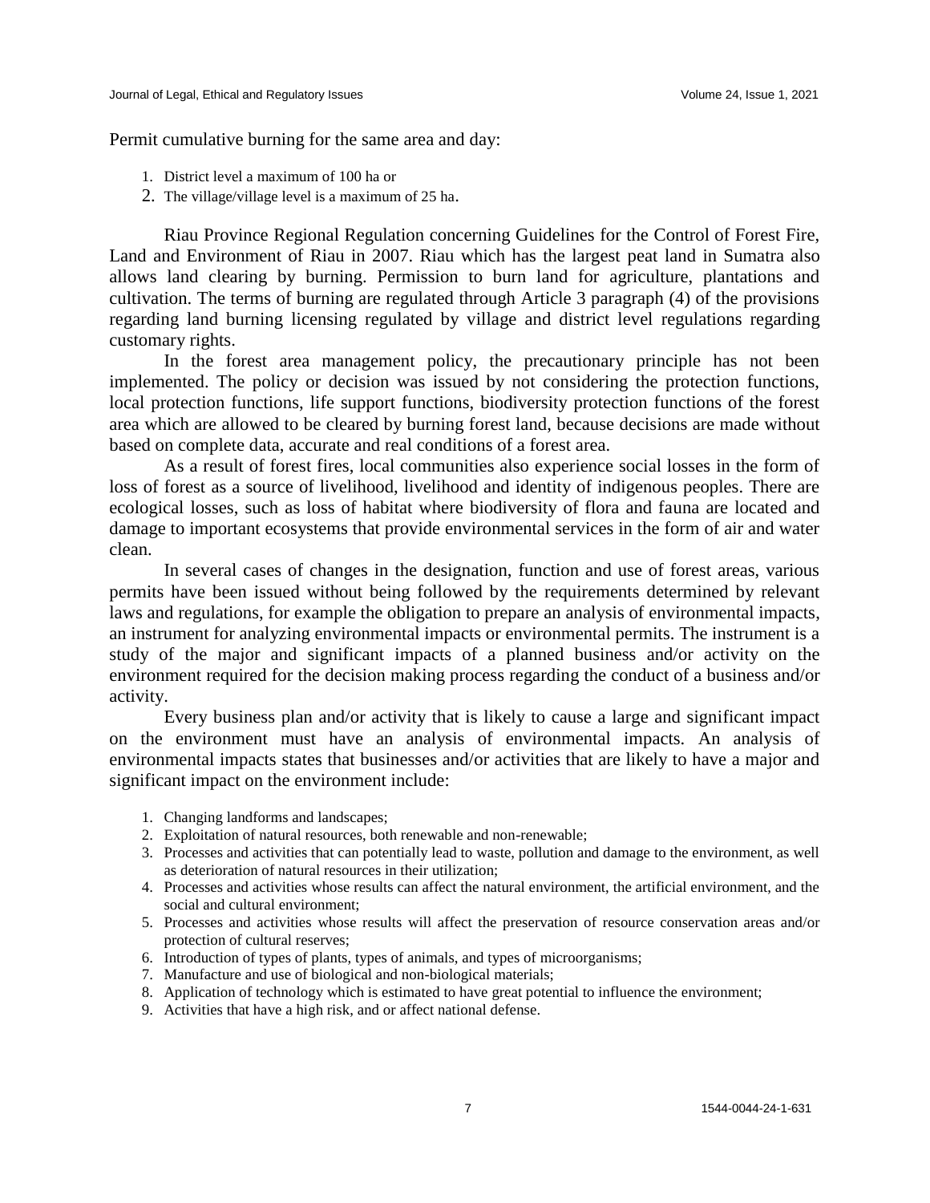Permit cumulative burning for the same area and day:

1. District level a maximum of 100 ha or
2. The village/village level is a maximum of 25 ha.

Riau Province Regional Regulation concerning Guidelines for the Control of Forest Fire, Land and Environment of Riau in 2007. Riau which has the largest peat land in Sumatra also allows land clearing by burning. Permission to burn land for agriculture, plantations and cultivation. The terms of burning are regulated through Article 3 paragraph (4) of the provisions regarding land burning licensing regulated by village and district level regulations regarding customary rights.

In the forest area management policy, the precautionary principle has not been implemented. The policy or decision was issued by not considering the protection functions, local protection functions, life support functions, biodiversity protection functions of the forest area which are allowed to be cleared by burning forest land, because decisions are made without based on complete data, accurate and real conditions of a forest area.

As a result of forest fires, local communities also experience social losses in the form of loss of forest as a source of livelihood, livelihood and identity of indigenous peoples. There are ecological losses, such as loss of habitat where biodiversity of flora and fauna are located and damage to important ecosystems that provide environmental services in the form of air and water clean.

In several cases of changes in the designation, function and use of forest areas, various permits have been issued without being followed by the requirements determined by relevant laws and regulations, for example the obligation to prepare an analysis of environmental impacts, an instrument for analyzing environmental impacts or environmental permits. The instrument is a study of the major and significant impacts of a planned business and/or activity on the environment required for the decision making process regarding the conduct of a business and/or activity.

Every business plan and/or activity that is likely to cause a large and significant impact on the environment must have an analysis of environmental impacts. An analysis of environmental impacts states that businesses and/or activities that are likely to have a major and significant impact on the environment include:

1. Changing landforms and landscapes;
2. Exploitation of natural resources, both renewable and non-renewable;
3. Processes and activities that can potentially lead to waste, pollution and damage to the environment, as well as deterioration of natural resources in their utilization;
4. Processes and activities whose results can affect the natural environment, the artificial environment, and the social and cultural environment;
5. Processes and activities whose results will affect the preservation of resource conservation areas and/or protection of cultural reserves;
6. Introduction of types of plants, types of animals, and types of microorganisms;
7. Manufacture and use of biological and non-biological materials;
8. Application of technology which is estimated to have great potential to influence the environment;
9. Activities that have a high risk, and or affect national defense.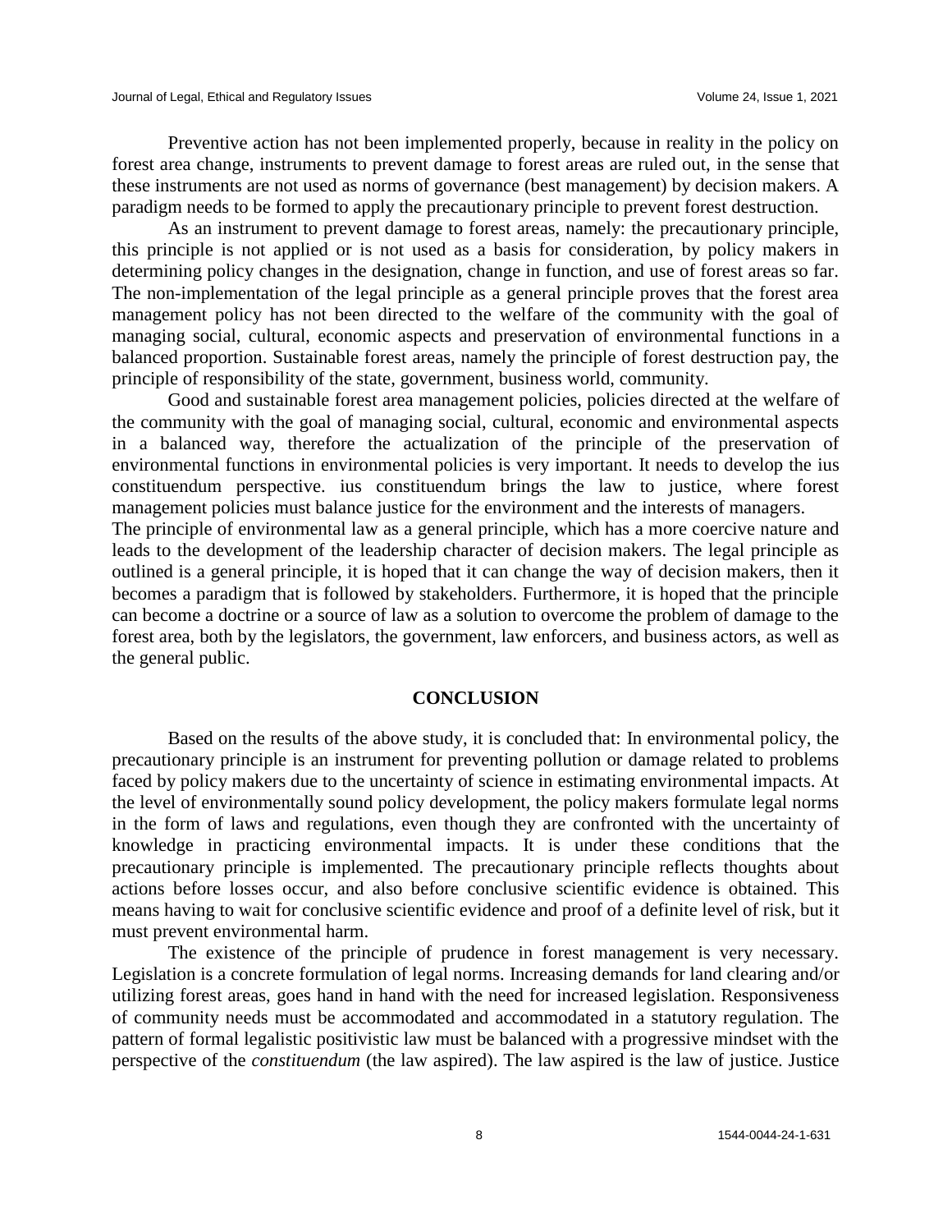Preventive action has not been implemented properly, because in reality in the policy on forest area change, instruments to prevent damage to forest areas are ruled out, in the sense that these instruments are not used as norms of governance (best management) by decision makers. A paradigm needs to be formed to apply the precautionary principle to prevent forest destruction.

As an instrument to prevent damage to forest areas, namely: the precautionary principle, this principle is not applied or is not used as a basis for consideration, by policy makers in determining policy changes in the designation, change in function, and use of forest areas so far. The non-implementation of the legal principle as a general principle proves that the forest area management policy has not been directed to the welfare of the community with the goal of managing social, cultural, economic aspects and preservation of environmental functions in a balanced proportion. Sustainable forest areas, namely the principle of forest destruction pay, the principle of responsibility of the state, government, business world, community.

Good and sustainable forest area management policies, policies directed at the welfare of the community with the goal of managing social, cultural, economic and environmental aspects in a balanced way, therefore the actualization of the principle of the preservation of environmental functions in environmental policies is very important. It needs to develop the ius constituendum perspective. ius constituendum brings the law to justice, where forest management policies must balance justice for the environment and the interests of managers.

The principle of environmental law as a general principle, which has a more coercive nature and leads to the development of the leadership character of decision makers. The legal principle as outlined is a general principle, it is hoped that it can change the way of decision makers, then it becomes a paradigm that is followed by stakeholders. Furthermore, it is hoped that the principle can become a doctrine or a source of law as a solution to overcome the problem of damage to the forest area, both by the legislators, the government, law enforcers, and business actors, as well as the general public.

## CONCLUSION

Based on the results of the above study, it is concluded that: In environmental policy, the precautionary principle is an instrument for preventing pollution or damage related to problems faced by policy makers due to the uncertainty of science in estimating environmental impacts. At the level of environmentally sound policy development, the policy makers formulate legal norms in the form of laws and regulations, even though they are confronted with the uncertainty of knowledge in practicing environmental impacts. It is under these conditions that the precautionary principle is implemented. The precautionary principle reflects thoughts about actions before losses occur, and also before conclusive scientific evidence is obtained. This means having to wait for conclusive scientific evidence and proof of a definite level of risk, but it must prevent environmental harm.

The existence of the principle of prudence in forest management is very necessary. Legislation is a concrete formulation of legal norms. Increasing demands for land clearing and/or utilizing forest areas, goes hand in hand with the need for increased legislation. Responsiveness of community needs must be accommodated and accommodated in a statutory regulation. The pattern of formal legalistic positivistic law must be balanced with a progressive mindset with the perspective of the *constituendum* (the law aspired). The law aspired is the law of justice. Justice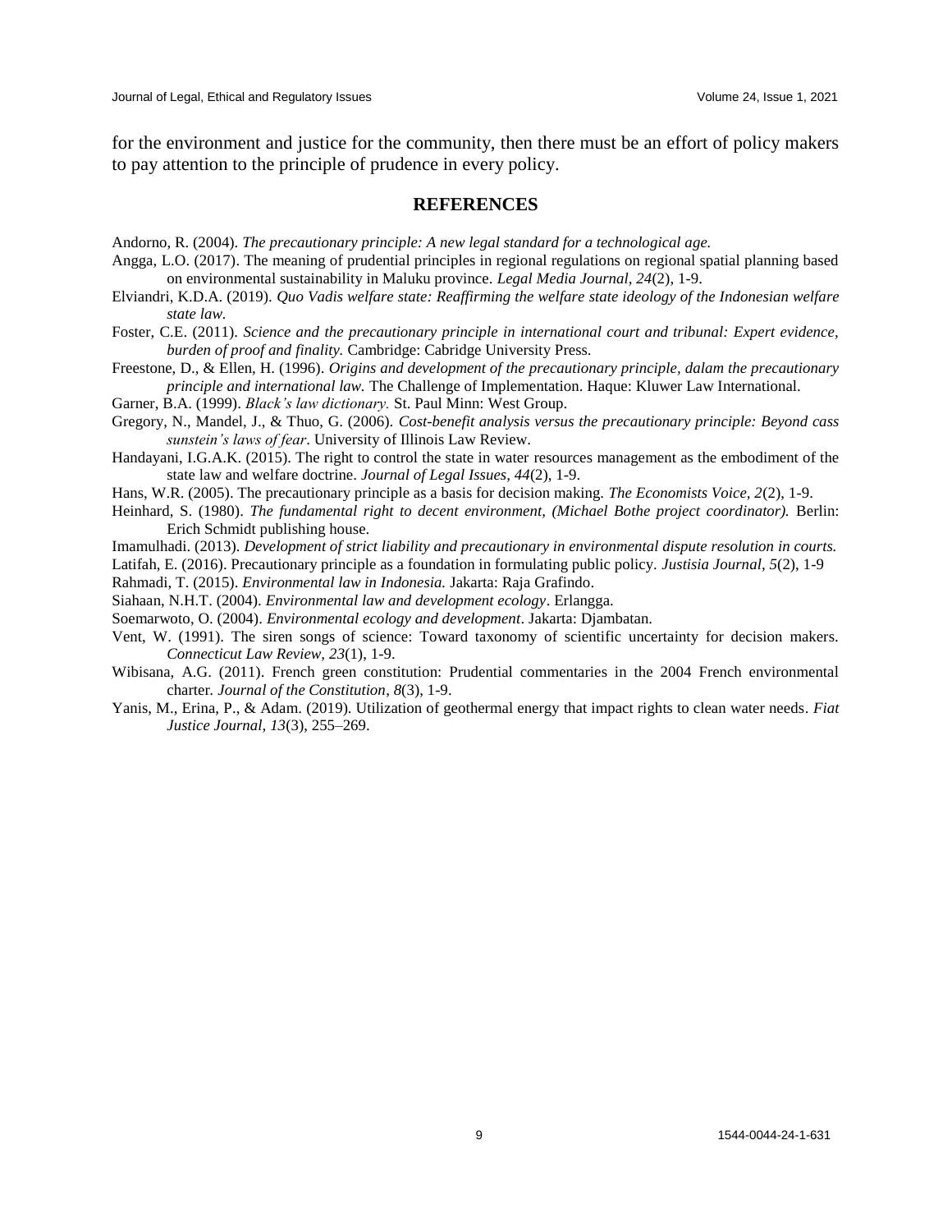for the environment and justice for the community, then there must be an effort of policy makers to pay attention to the principle of prudence in every policy.

## REFERENCES

Andorno, R. (2004). *The precautionary principle: A new legal standard for a technological age.*

Angga, L.O. (2017). The meaning of prudential principles in regional regulations on regional spatial planning based on environmental sustainability in Maluku province. *Legal Media Journal, 24*(2), 1-9.

Elviandri, K.D.A. (2019). *Quo Vadis welfare state: Reaffirming the welfare state ideology of the Indonesian welfare state law.*

Foster, C.E. (2011). *Science and the precautionary principle in international court and tribunal: Expert evidence, burden of proof and finality.* Cambridge: Cabridge University Press.

Freestone, D., & Ellen, H. (1996). *Origins and development of the precautionary principle, dalam the precautionary principle and international law.* The Challenge of Implementation. Haque: Kluwer Law International.

Garner, B.A. (1999). *Black's law dictionary.* St. Paul Minn: West Group.

Gregory, N., Mandel, J., & Thuo, G. (2006). *Cost-benefit analysis versus the precautionary principle: Beyond cass sunstein's laws of fear*. University of Illinois Law Review.

Handayani, I.G.A.K. (2015). The right to control the state in water resources management as the embodiment of the state law and welfare doctrine. *Journal of Legal Issues, 44*(2), 1-9.

Hans, W.R. (2005). The precautionary principle as a basis for decision making. *The Economists Voice, 2*(2), 1-9.

Heinhard, S. (1980). *The fundamental right to decent environment, (Michael Bothe project coordinator).* Berlin: Erich Schmidt publishing house.

Imamulhadi. (2013). *Development of strict liability and precautionary in environmental dispute resolution in courts.*

Latifah, E. (2016). Precautionary principle as a foundation in formulating public policy. *Justisia Journal, 5*(2), 1-9

Rahmadi, T. (2015). *Environmental law in Indonesia.* Jakarta: Raja Grafindo.

Siahaan, N.H.T. (2004). *Environmental law and development ecology*. Erlangga.

Soemarwoto, O. (2004). *Environmental ecology and development*. Jakarta: Djambatan.

Vent, W. (1991). The siren songs of science: Toward taxonomy of scientific uncertainty for decision makers. *Connecticut Law Review, 23*(1), 1-9.

Wibisana, A.G. (2011). French green constitution: Prudential commentaries in the 2004 French environmental charter. *Journal of the Constitution*, *8*(3), 1-9.

Yanis, M., Erina, P., & Adam. (2019). Utilization of geothermal energy that impact rights to clean water needs. *Fiat Justice Journal, 13*(3), 255–269.